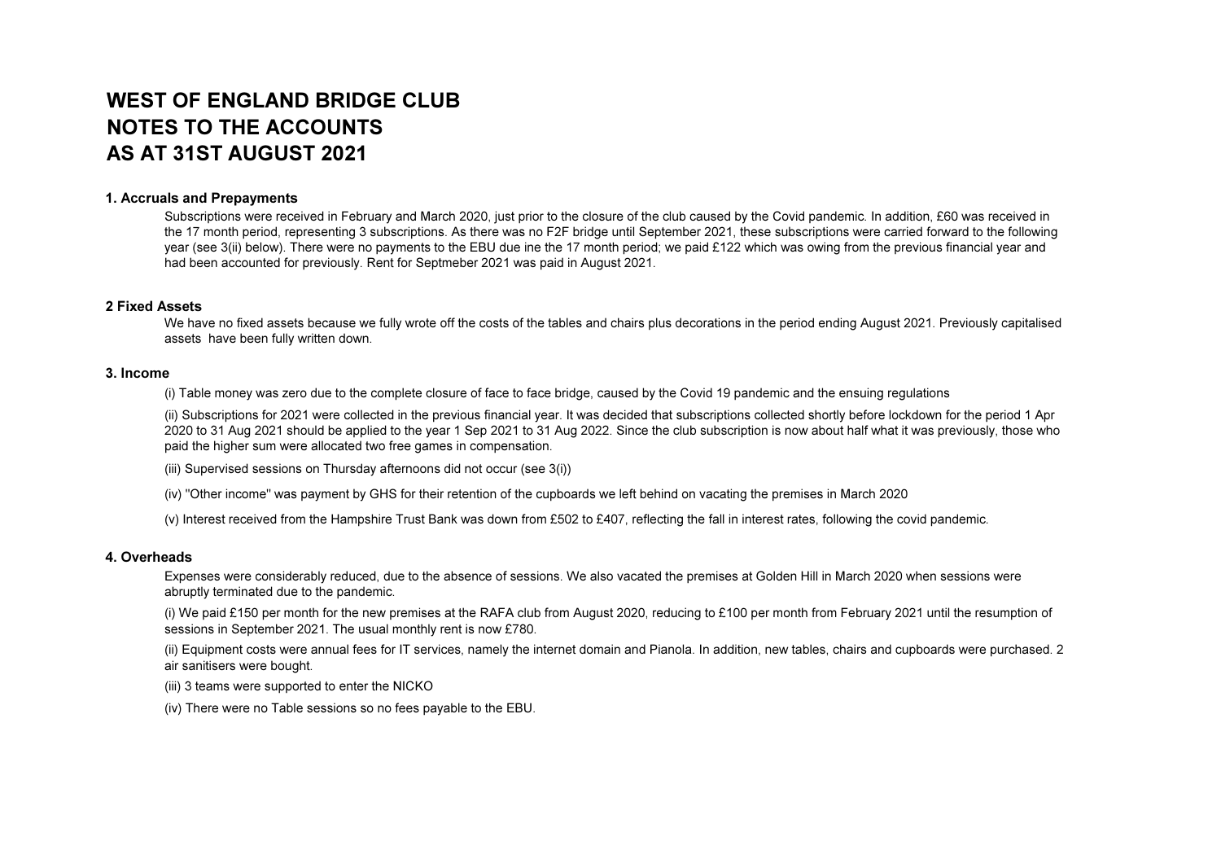# WEST OF ENGLAND BRIDGE CLUB
# NOTES TO THE ACCOUNTS
# AS AT 31ST AUGUST 2021

### 1. Accruals and Prepayments

Subscriptions were received in February and March 2020, just prior to the closure of the club caused by the Covid pandemic. In addition, £60 was received in the 17 month period, representing 3 subscriptions. As there was no F2F bridge until September 2021, these subscriptions were carried forward to the following year (see 3(ii) below). There were no payments to the EBU due ine the 17 month period; we paid £122 which was owing from the previous financial year and had been accounted for previously. Rent for Septmeber 2021 was paid in August 2021.

### 2 Fixed Assets

We have no fixed assets because we fully wrote off the costs of the tables and chairs plus decorations in the period ending August 2021. Previously capitalised assets have been fully written down.

### 3. Income

(i) Table money was zero due to the complete closure of face to face bridge, caused by the Covid 19 pandemic and the ensuing regulations

(ii) Subscriptions for 2021 were collected in the previous financial year. It was decided that subscriptions collected shortly before lockdown for the period 1 Apr 2020 to 31 Aug 2021 should be applied to the year 1 Sep 2021 to 31 Aug 2022. Since the club subscription is now about half what it was previously, those who paid the higher sum were allocated two free games in compensation.

(iii) Supervised sessions on Thursday afternoons did not occur (see 3(i))

(iv) ''Other income'' was payment by GHS for their retention of the cupboards we left behind on vacating the premises in March 2020

(v) Interest received from the Hampshire Trust Bank was down from £502 to £407, reflecting the fall in interest rates, following the covid pandemic.

### 4. Overheads

Expenses were considerably reduced, due to the absence of sessions. We also vacated the premises at Golden Hill in March 2020 when sessions were abruptly terminated due to the pandemic.

(i) We paid £150 per month for the new premises at the RAFA club from August 2020, reducing to £100 per month from February 2021 until the resumption of sessions in September 2021. The usual monthly rent is now £780.

(ii) Equipment costs were annual fees for IT services, namely the internet domain and Pianola. In addition, new tables, chairs and cupboards were purchased. 2 air sanitisers were bought.

(iii) 3 teams were supported to enter the NICKO

(iv) There were no Table sessions so no fees payable to the EBU.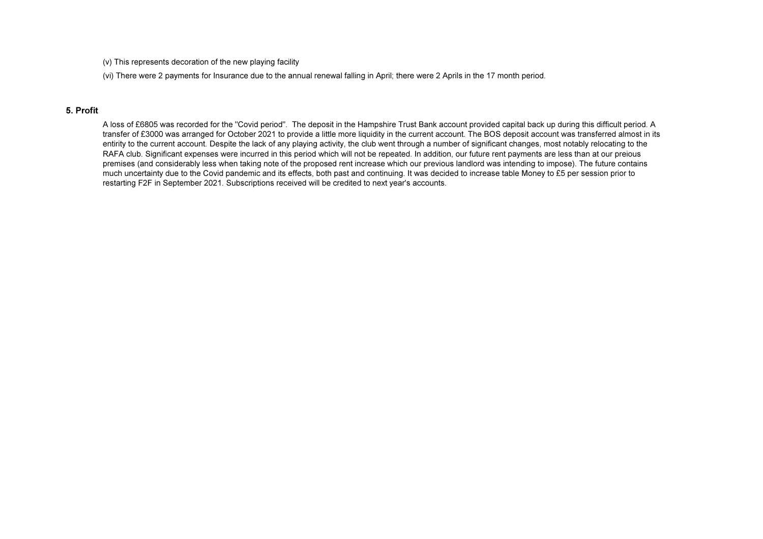(v) This represents decoration of the new playing facility

(vi) There were 2 payments for Insurance due to the annual renewal falling in April; there were 2 Aprils in the 17 month period.

## 5. Profit

A loss of £6805 was recorded for the "Covid period". The deposit in the Hampshire Trust Bank account provided capital back up during this difficult period. A transfer of £3000 was arranged for October 2021 to provide a little more liquidity in the current account. The BOS deposit account was transferred almost in its entirity to the current account. Despite the lack of any playing activity, the club went through a number of significant changes, most notably relocating to the RAFA club. Significant expenses were incurred in this period which will not be repeated. In addition, our future rent payments are less than at our preious premises (and considerably less when taking note of the proposed rent increase which our previous landlord was intending to impose). The future contains much uncertainty due to the Covid pandemic and its effects, both past and continuing. It was decided to increase table Money to £5 per session prior to restarting F2F in September 2021. Subscriptions received will be credited to next year's accounts.